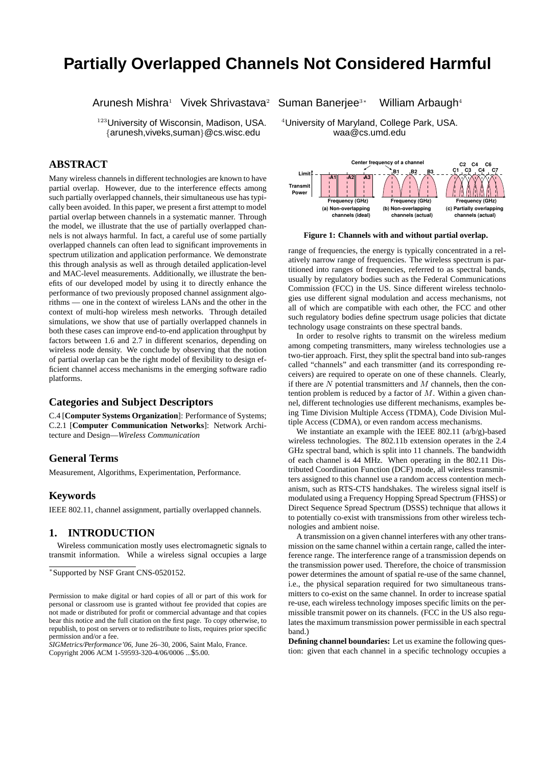# Partially Overlapped Channels Not Considered Harmful

Arunesh Mishra[1] Vivek Shrivastava[2] Suman Banerjee[3*] William Arbaugh[4]

[123]University of Wisconsin, Madison, USA.
{arunesh,viveks,suman}@cs.wisc.edu

[4]University of Maryland, College Park, USA.
waa@cs.umd.edu

## ABSTRACT

Many wireless channels in different technologies are known to have partial overlap. However, due to the interference effects among such partially overlapped channels, their simultaneous use has typically been avoided. In this paper, we present a first attempt to model partial overlap between channels in a systematic manner. Through the model, we illustrate that the use of partially overlapped channels is not always harmful. In fact, a careful use of some partially overlapped channels can often lead to significant improvements in spectrum utilization and application performance. We demonstrate this through analysis as well as through detailed application-level and MAC-level measurements. Additionally, we illustrate the benefits of our developed model by using it to directly enhance the performance of two previously proposed channel assignment algorithms — one in the context of wireless LANs and the other in the context of multi-hop wireless mesh networks. Through detailed simulations, we show that use of partially overlapped channels in both these cases can improve end-to-end application throughput by factors between 1.6 and 2.7 in different scenarios, depending on wireless node density. We conclude by observing that the notion of partial overlap can be the right model of flexibility to design efficient channel access mechanisms in the emerging software radio platforms.

### Categories and Subject Descriptors

C.4 [**Computer Systems Organization**]: Performance of Systems; C.2.1 [**Computer Communication Networks**]: Network Architecture and Design—*Wireless Communication*

### General Terms

Measurement, Algorithms, Experimentation, Performance.

### Keywords

IEEE 802.11, channel assignment, partially overlapped channels.

## 1. INTRODUCTION

Wireless communication mostly uses electromagnetic signals to transmit information. While a wireless signal occupies a large range of frequencies, the energy is typically concentrated in a relatively narrow range of frequencies. The wireless spectrum is partitioned into ranges of frequencies, referred to as spectral bands, usually by regulatory bodies such as the Federal Communications Commission (FCC) in the US. Since different wireless technologies use different signal modulation and access mechanisms, not all of which are compatible with each other, the FCC and other such regulatory bodies define spectrum usage policies that dictate technology usage constraints on these spectral bands.

**Figure 1: Channels with and without partial overlap.**

In order to resolve rights to transmit on the wireless medium among competing transmitters, many wireless technologies use a two-tier approach. First, they split the spectral band into sub-ranges called "channels" and each transmitter (and its corresponding receivers) are required to operate on one of these channels. Clearly, if there are $N$ potential transmitters and $M$ channels, then the contention problem is reduced by a factor of $M$. Within a given channel, different technologies use different mechanisms, examples being Time Division Multiple Access (TDMA), Code Division Multiple Access (CDMA), or even random access mechanisms.

We instantiate an example with the IEEE 802.11 (a/b/g)-based wireless technologies. The 802.11b extension operates in the 2.4 GHz spectral band, which is split into 11 channels. The bandwidth of each channel is 44 MHz. When operating in the 802.11 Distributed Coordination Function (DCF) mode, all wireless transmitters assigned to this channel use a random access contention mechanism, such as RTS-CTS handshakes. The wireless signal itself is modulated using a Frequency Hopping Spread Spectrum (FHSS) or Direct Sequence Spread Spectrum (DSSS) technique that allows it to potentially co-exist with transmissions from other wireless technologies and ambient noise.

A transmission on a given channel interferes with any other transmission on the same channel within a certain range, called the interference range. The interference range of a transmission depends on the transmission power used. Therefore, the choice of transmission power determines the amount of spatial re-use of the same channel, i.e., the physical separation required for two simultaneous transmitters to co-exist on the same channel. In order to increase spatial re-use, each wireless technology imposes specific limits on the permissible transmit power on its channels. (FCC in the US also regulates the maximum transmission power permissible in each spectral band.)

**Defining channel boundaries:** Let us examine the following question: given that each channel in a specific technology occupies a

*Supported by NSF Grant CNS-0520152.

Permission to make digital or hard copies of all or part of this work for personal or classroom use is granted without fee provided that copies are not made or distributed for profit or commercial advantage and that copies bear this notice and the full citation on the first page. To copy otherwise, to republish, to post on servers or to redistribute to lists, requires prior specific permission and/or a fee.
*SIGMetrics/Performance'06*, June 26–30, 2006, Saint Malo, France.
Copyright 2006 ACM 1-59593-320-4/06/0006 ...$5.00.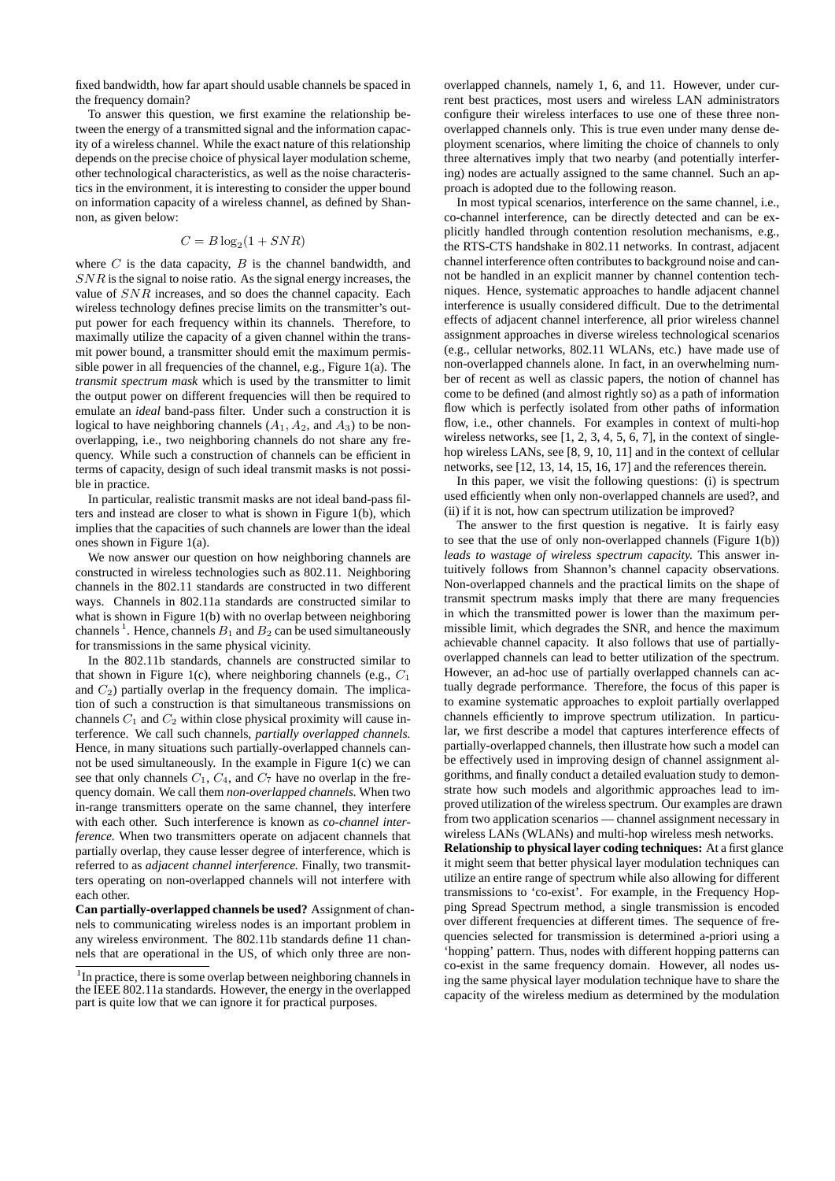fixed bandwidth, how far apart should usable channels be spaced in the frequency domain?

To answer this question, we first examine the relationship between the energy of a transmitted signal and the information capacity of a wireless channel. While the exact nature of this relationship depends on the precise choice of physical layer modulation scheme, other technological characteristics, as well as the noise characteristics in the environment, it is interesting to consider the upper bound on information capacity of a wireless channel, as defined by Shannon, as given below:

$$C = B \log_2(1 + SNR)$$

where $C$ is the data capacity, $B$ is the channel bandwidth, and $SNR$ is the signal to noise ratio. As the signal energy increases, the value of $SNR$ increases, and so does the channel capacity. Each wireless technology defines precise limits on the transmitter's output power for each frequency within its channels. Therefore, to maximally utilize the capacity of a given channel within the transmit power bound, a transmitter should emit the maximum permissible power in all frequencies of the channel, e.g., Figure 1(a). The *transmit spectrum mask* which is used by the transmitter to limit the output power on different frequencies will then be required to emulate an *ideal* band-pass filter. Under such a construction it is logical to have neighboring channels ($A_1$, $A_2$, and $A_3$) to be non-overlapping, i.e., two neighboring channels do not share any frequency. While such a construction of channels can be efficient in terms of capacity, design of such ideal transmit masks is not possible in practice.

In particular, realistic transmit masks are not ideal band-pass filters and instead are closer to what is shown in Figure 1(b), which implies that the capacities of such channels are lower than the ideal ones shown in Figure 1(a).

We now answer our question on how neighboring channels are constructed in wireless technologies such as 802.11. Neighboring channels in the 802.11 standards are constructed in two different ways. Channels in 802.11a standards are constructed similar to what is shown in Figure 1(b) with no overlap between neighboring channels [1]. Hence, channels $B_1$ and $B_2$ can be used simultaneously for transmissions in the same physical vicinity.

In the 802.11b standards, channels are constructed similar to that shown in Figure 1(c), where neighboring channels (e.g., $C_1$ and $C_2$) partially overlap in the frequency domain. The implication of such a construction is that simultaneous transmissions on channels $C_1$ and $C_2$ within close physical proximity will cause interference. We call such channels, *partially overlapped channels*. Hence, in many situations such partially-overlapped channels cannot be used simultaneously. In the example in Figure 1(c) we can see that only channels $C_1$, $C_4$, and $C_7$ have no overlap in the frequency domain. We call them *non-overlapped channels*. When two in-range transmitters operate on the same channel, they interfere with each other. Such interference is known as *co-channel interference*. When two transmitters operate on adjacent channels that partially overlap, they cause lesser degree of interference, which is referred to as *adjacent channel interference*. Finally, two transmitters operating on non-overlapped channels will not interfere with each other.

**Can partially-overlapped channels be used?** Assignment of channels to communicating wireless nodes is an important problem in any wireless environment. The 802.11b standards define 11 channels that are operational in the US, of which only three are non-overlapped channels, namely 1, 6, and 11. However, under current best practices, most users and wireless LAN administrators configure their wireless interfaces to use one of these three non-overlapped channels only. This is true even under many dense deployment scenarios, where limiting the choice of channels to only three alternatives imply that two nearby (and potentially interfering) nodes are actually assigned to the same channel. Such an approach is adopted due to the following reason.

In most typical scenarios, interference on the same channel, i.e., co-channel interference, can be directly detected and can be explicitly handled through contention resolution mechanisms, e.g., the RTS-CTS handshake in 802.11 networks. In contrast, adjacent channel interference often contributes to background noise and cannot be handled in an explicit manner by channel contention techniques. Hence, systematic approaches to handle adjacent channel interference is usually considered difficult. Due to the detrimental effects of adjacent channel interference, all prior wireless channel assignment approaches in diverse wireless technological scenarios (e.g., cellular networks, 802.11 WLANs, etc.) have made use of non-overlapped channels alone. In fact, in an overwhelming number of recent as well as classic papers, the notion of channel has come to be defined (and almost rightly so) as a path of information flow which is perfectly isolated from other paths of information flow, i.e., other channels. For examples in context of multi-hop wireless networks, see [1, 2, 3, 4, 5, 6, 7], in the context of single-hop wireless LANs, see [8, 9, 10, 11] and in the context of cellular networks, see [12, 13, 14, 15, 16, 17] and the references therein.

In this paper, we visit the following questions: (i) is spectrum used efficiently when only non-overlapped channels are used?, and (ii) if it is not, how can spectrum utilization be improved?

The answer to the first question is negative. It is fairly easy to see that the use of only non-overlapped channels (Figure 1(b)) *leads to wastage of wireless spectrum capacity.* This answer intuitively follows from Shannon's channel capacity observations. Non-overlapped channels and the practical limits on the shape of transmit spectrum masks imply that there are many frequencies in which the transmitted power is lower than the maximum permissible limit, which degrades the SNR, and hence the maximum achievable channel capacity. It also follows that use of partially-overlapped channels can lead to better utilization of the spectrum. However, an ad-hoc use of partially overlapped channels can actually degrade performance. Therefore, the focus of this paper is to examine systematic approaches to exploit partially overlapped channels efficiently to improve spectrum utilization. In particular, we first describe a model that captures interference effects of partially-overlapped channels, then illustrate how such a model can be effectively used in improving design of channel assignment algorithms, and finally conduct a detailed evaluation study to demonstrate how such models and algorithmic approaches lead to improved utilization of the wireless spectrum. Our examples are drawn from two application scenarios — channel assignment necessary in wireless LANs (WLANs) and multi-hop wireless mesh networks.

**Relationship to physical layer coding techniques:** At a first glance it might seem that better physical layer modulation techniques can utilize an entire range of spectrum while also allowing for different transmissions to 'co-exist'. For example, in the Frequency Hopping Spread Spectrum method, a single transmission is encoded over different frequencies at different times. The sequence of frequencies selected for transmission is determined a-priori using a 'hopping' pattern. Thus, nodes with different hopping patterns can co-exist in the same frequency domain. However, all nodes using the same physical layer modulation technique have to share the capacity of the wireless medium as determined by the modulation

[1] In practice, there is some overlap between neighboring channels in the IEEE 802.11a standards. However, the energy in the overlapped part is quite low that we can ignore it for practical purposes.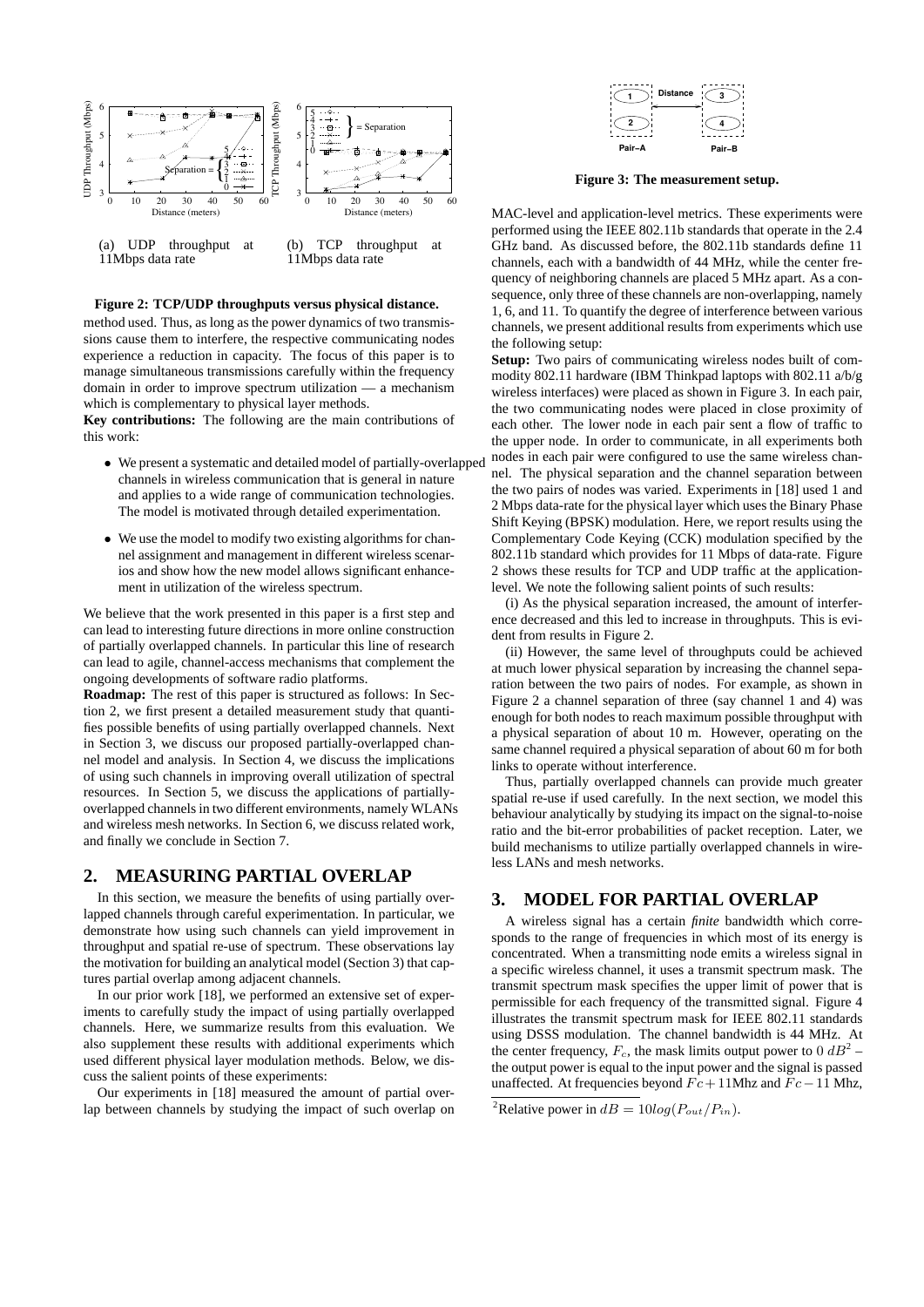(a) UDP throughput at 11Mbps data rate

(b) TCP throughput at 11Mbps data rate

**Figure 2: TCP/UDP throughputs versus physical distance.**

method used. Thus, as long as the power dynamics of two transmissions cause them to interfere, the respective communicating nodes experience a reduction in capacity. The focus of this paper is to manage simultaneous transmissions carefully within the frequency domain in order to improve spectrum utilization — a mechanism which is complementary to physical layer methods.

**Key contributions:** The following are the main contributions of this work:

- We present a systematic and detailed model of partially-overlapped channels in wireless communication that is general in nature and applies to a wide range of communication technologies. The model is motivated through detailed experimentation.
- We use the model to modify two existing algorithms for channel assignment and management in different wireless scenarios and show how the new model allows significant enhancement in utilization of the wireless spectrum.

We believe that the work presented in this paper is a first step and can lead to interesting future directions in more online construction of partially overlapped channels. In particular this line of research can lead to agile, channel-access mechanisms that complement the ongoing developments of software radio platforms.

**Roadmap:** The rest of this paper is structured as follows: In Section 2, we first present a detailed measurement study that quantifies possible benefits of using partially overlapped channels. Next in Section 3, we discuss our proposed partially-overlapped channel model and analysis. In Section 4, we discuss the implications of using such channels in improving overall utilization of spectral resources. In Section 5, we discuss the applications of partially-overlapped channels in two different environments, namely WLANs and wireless mesh networks. In Section 6, we discuss related work, and finally we conclude in Section 7.

## 2. MEASURING PARTIAL OVERLAP

In this section, we measure the benefits of using partially overlapped channels through careful experimentation. In particular, we demonstrate how using such channels can yield improvement in throughput and spatial re-use of spectrum. These observations lay the motivation for building an analytical model (Section 3) that captures partial overlap among adjacent channels.

In our prior work [18], we performed an extensive set of experiments to carefully study the impact of using partially overlapped channels. Here, we summarize results from this evaluation. We also supplement these results with additional experiments which used different physical layer modulation methods. Below, we discuss the salient points of these experiments:

Our experiments in [18] measured the amount of partial overlap between channels by studying the impact of such overlap on MAC-level and application-level metrics. These experiments were performed using the IEEE 802.11b standards that operate in the 2.4 GHz band. As discussed before, the 802.11b standards define 11 channels, each with a bandwidth of 44 MHz, while the center frequency of neighboring channels are placed 5 MHz apart. As a consequence, only three of these channels are non-overlapping, namely 1, 6, and 11. To quantify the degree of interference between various channels, we present additional results from experiments which use the following setup:

**Figure 3: The measurement setup.**

**Setup:** Two pairs of communicating wireless nodes built of commodity 802.11 hardware (IBM Thinkpad laptops with 802.11 a/b/g wireless interfaces) were placed as shown in Figure 3. In each pair, the two communicating nodes were placed in close proximity of each other. The lower node in each pair sent a flow of traffic to the upper node. In order to communicate, in all experiments both nodes in each pair were configured to use the same wireless channel. The physical separation and the channel separation between the two pairs of nodes was varied. Experiments in [18] used 1 and 2 Mbps data-rate for the physical layer which uses the Binary Phase Shift Keying (BPSK) modulation. Here, we report results using the Complementary Code Keying (CCK) modulation specified by the 802.11b standard which provides for 11 Mbps of data-rate. Figure 2 shows these results for TCP and UDP traffic at the application-level. We note the following salient points of such results:

(i) As the physical separation increased, the amount of interference decreased and this led to increase in throughputs. This is evident from results in Figure 2.

(ii) However, the same level of throughputs could be achieved at much lower physical separation by increasing the channel separation between the two pairs of nodes. For example, as shown in Figure 2 a channel separation of three (say channel 1 and 4) was enough for both nodes to reach maximum possible throughput with a physical separation of about 10 m. However, operating on the same channel required a physical separation of about 60 m for both links to operate without interference.

Thus, partially overlapped channels can provide much greater spatial re-use if used carefully. In the next section, we model this behaviour analytically by studying its impact on the signal-to-noise ratio and the bit-error probabilities of packet reception. Later, we build mechanisms to utilize partially overlapped channels in wireless LANs and mesh networks.

## 3. MODEL FOR PARTIAL OVERLAP

A wireless signal has a certain *finite* bandwidth which corresponds to the range of frequencies in which most of its energy is concentrated. When a transmitting node emits a wireless signal in a specific wireless channel, it uses a transmit spectrum mask. The transmit spectrum mask specifies the upper limit of power that is permissible for each frequency of the transmitted signal. Figure 4 illustrates the transmit spectrum mask for IEEE 802.11 standards using DSSS modulation. The channel bandwidth is 44 MHz. At the center frequency, $F_c$, the mask limits output power to $0\ dB^2$ – the output power is equal to the input power and the signal is passed unaffected. At frequencies beyond $Fc + 11$Mhz and $Fc - 11$ Mhz,

[2] Relative power in $dB = 10log(P_{out}/P_{in})$.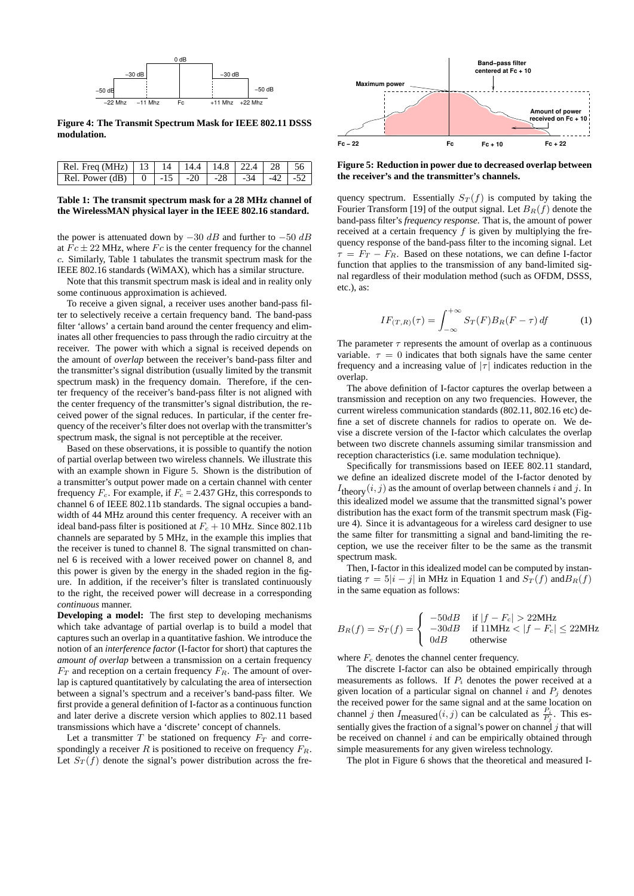Figure 4: The Transmit Spectrum Mask for IEEE 802.11 DSSS modulation.

| Rel. Freq (MHz) | 13 | 14 | 14.4 | 14.8 | 22.4 | 28 | 56 |
|---|---|---|---|---|---|---|---|
| Rel. Power (dB) | 0 | -15 | -20 | -28 | -34 | -42 | -52 |

**Table 1: The transmit spectrum mask for a 28 MHz channel of the WirelessMAN physical layer in the IEEE 802.16 standard.**

the power is attenuated down by $-30\ dB$ and further to $-50\ dB$ at $Fc \pm 22$ MHz, where $Fc$ is the center frequency for the channel $c$. Similarly, Table 1 tabulates the transmit spectrum mask for the IEEE 802.16 standards (WiMAX), which has a similar structure.

Note that this transmit spectrum mask is ideal and in reality only some continuous approximation is achieved.

To receive a given signal, a receiver uses another band-pass filter to selectively receive a certain frequency band. The band-pass filter 'allows' a certain band around the center frequency and eliminates all other frequencies to pass through the radio circuitry at the receiver. The power with which a signal is received depends on the amount of *overlap* between the receiver's band-pass filter and the transmitter's signal distribution (usually limited by the transmit spectrum mask) in the frequency domain. Therefore, if the center frequency of the receiver's band-pass filter is not aligned with the center frequency of the transmitter's signal distribution, the received power of the signal reduces. In particular, if the center frequency of the receiver's filter does not overlap with the transmitter's spectrum mask, the signal is not perceptible at the receiver.

Based on these observations, it is possible to quantify the notion of partial overlap between two wireless channels. We illustrate this with an example shown in Figure 5. Shown is the distribution of a transmitter's output power made on a certain channel with center frequency $F_c$. For example, if $F_c$ = 2.437 GHz, this corresponds to channel 6 of IEEE 802.11b standards. The signal occupies a bandwidth of 44 MHz around this center frequency. A receiver with an ideal band-pass filter is positioned at $F_c + 10$ MHz. Since 802.11b channels are separated by 5 MHz, in the example this implies that the receiver is tuned to channel 8. The signal transmitted on channel 6 is received with a lower received power on channel 8, and this power is given by the energy in the shaded region in the figure. In addition, if the receiver's filter is translated continuously to the right, the received power will decrease in a corresponding *continuous* manner.

**Developing a model:** The first step to developing mechanisms which take advantage of partial overlap is to build a model that captures such an overlap in a quantitative fashion. We introduce the notion of an *interference factor* (I-factor for short) that captures the *amount of overlap* between a transmission on a certain frequency $F_T$ and reception on a certain frequency $F_R$. The amount of overlap is captured quantitatively by calculating the area of intersection between a signal's spectrum and a receiver's band-pass filter. We first provide a general definition of I-factor as a continuous function and later derive a discrete version which applies to 802.11 based transmissions which have a 'discrete' concept of channels.

Let a transmitter $T$ be stationed on frequency $F_T$ and correspondingly a receiver $R$ is positioned to receive on frequency $F_R$. Let $S_T(f)$ denote the signal's power distribution across the frequency spectrum. Essentially $S_T(f)$ is computed by taking the Fourier Transform [19] of the output signal. Let $B_R(f)$ denote the band-pass filter's *frequency response*. That is, the amount of power received at a certain frequency $f$ is given by multiplying the frequency response of the band-pass filter to the incoming signal. Let $\tau = F_T - F_R$. Based on these notations, we can define I-factor function that applies to the transmission of any band-limited signal regardless of their modulation method (such as OFDM, DSSS, etc.), as:

$$IF_{(T,R)}(\tau) = \int_{-\infty}^{+\infty} S_T(F) B_R(F - \tau)\, df \qquad (1)$$

Figure 5: Reduction in power due to decreased overlap between the receiver's and the transmitter's channels.

The parameter $\tau$ represents the amount of overlap as a continuous variable. $\tau = 0$ indicates that both signals have the same center frequency and a increasing value of $|\tau|$ indicates reduction in the overlap.

The above definition of I-factor captures the overlap between a transmission and reception on any two frequencies. However, the current wireless communication standards (802.11, 802.16 etc) define a set of discrete channels for radios to operate on. We devise a discrete version of the I-factor which calculates the overlap between two discrete channels assuming similar transmission and reception characteristics (i.e. same modulation technique).

Specifically for transmissions based on IEEE 802.11 standard, we define an idealized discrete model of the I-factor denoted by $I_{\text{theory}}(i,j)$ as the amount of overlap between channels $i$ and $j$. In this idealized model we assume that the transmitted signal's power distribution has the exact form of the transmit spectrum mask (Figure 4). Since it is advantageous for a wireless card designer to use the same filter for transmitting a signal and band-limiting the reception, we use the receiver filter to be the same as the transmit spectrum mask.

Then, I-factor in this idealized model can be computed by instantiating $\tau = 5|i - j|$ in MHz in Equation 1 and $S_T(f)$ and $B_R(f)$ in the same equation as follows:

$$B_R(f) = S_T(f) = \begin{cases} -50dB & \text{if } |f - F_c| > 22\text{MHz} \\ -30dB & \text{if } 11\text{MHz} < |f - F_c| \le 22\text{MHz} \\ 0dB & \text{otherwise} \end{cases}$$

where $F_c$ denotes the channel center frequency.

The discrete I-factor can also be obtained empirically through measurements as follows. If $P_i$ denotes the power received at a given location of a particular signal on channel $i$ and $P_j$ denotes the received power for the same signal and at the same location on channel $j$ then $I_{\text{measured}}(i,j)$ can be calculated as $\frac{P_i}{P_j}$. This essentially gives the fraction of a signal's power on channel $j$ that will be received on channel $i$ and can be empirically obtained through simple measurements for any given wireless technology.

The plot in Figure 6 shows that the theoretical and measured I-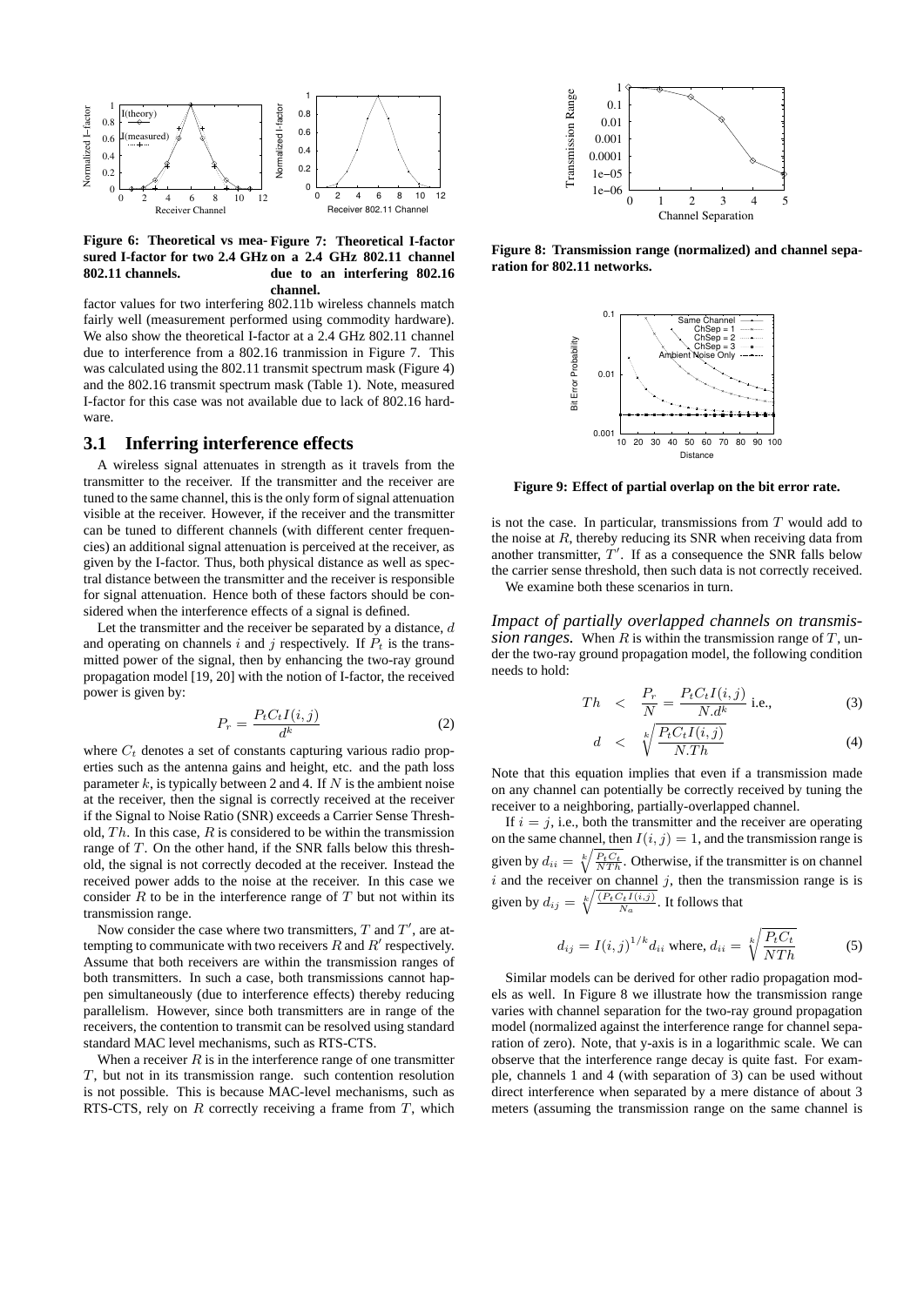**Figure 6: Theoretical vs measured I-factor for two 2.4 GHz 802.11 channels.**

**Figure 7: Theoretical I-factor on a 2.4 GHz 802.11 channel due to an interfering 802.16 channel.**

factor values for two interfering 802.11b wireless channels match fairly well (measurement performed using commodity hardware). We also show the theoretical I-factor at a 2.4 GHz 802.11 channel due to interference from a 802.16 tranmission in Figure 7. This was calculated using the 802.11 transmit spectrum mask (Figure 4) and the 802.16 transmit spectrum mask (Table 1). Note, measured I-factor for this case was not available due to lack of 802.16 hardware.

## 3.1 Inferring interference effects

A wireless signal attenuates in strength as it travels from the transmitter to the receiver. If the transmitter and the receiver are tuned to the same channel, this is the only form of signal attenuation visible at the receiver. However, if the receiver and the transmitter can be tuned to different channels (with different center frequencies) an additional signal attenuation is perceived at the receiver, as given by the I-factor. Thus, both physical distance as well as spectral distance between the transmitter and the receiver is responsible for signal attenuation. Hence both of these factors should be considered when the interference effects of a signal is defined.

Let the transmitter and the receiver be separated by a distance, $d$ and operating on channels $i$ and $j$ respectively. If $P_t$ is the transmitted power of the signal, then by enhancing the two-ray ground propagation model [19, 20] with the notion of I-factor, the received power is given by:

$$P_r = \frac{P_t C_t I(i,j)}{d^k} \tag{2}$$

where $C_t$ denotes a set of constants capturing various radio properties such as the antenna gains and height, etc. and the path loss parameter $k$, is typically between 2 and 4. If $N$ is the ambient noise at the receiver, then the signal is correctly received at the receiver if the Signal to Noise Ratio (SNR) exceeds a Carrier Sense Threshold, $Th$. In this case, $R$ is considered to be within the transmission range of $T$. On the other hand, if the SNR falls below this threshold, the signal is not correctly decoded at the receiver. Instead the received power adds to the noise at the receiver. In this case we consider $R$ to be in the interference range of $T$ but not within its transmission range.

Now consider the case where two transmitters, $T$ and $T'$, are attempting to communicate with two receivers $R$ and $R'$ respectively. Assume that both receivers are within the transmission ranges of both transmitters. In such a case, both transmissions cannot happen simultaneously (due to interference effects) thereby reducing parallelism. However, since both transmitters are in range of the receivers, the contention to transmit can be resolved using standard standard MAC level mechanisms, such as RTS-CTS.

When a receiver $R$ is in the interference range of one transmitter $T$, but not in its transmission range. such contention resolution is not possible. This is because MAC-level mechanisms, such as RTS-CTS, rely on $R$ correctly receiving a frame from $T$, which is not the case. In particular, transmissions from $T$ would add to the noise at $R$, thereby reducing its SNR when receiving data from another transmitter, $T'$. If as a consequence the SNR falls below the carrier sense threshold, then such data is not correctly received.

We examine both these scenarios in turn.

**Figure 8: Transmission range (normalized) and channel separation for 802.11 networks.**

**Figure 9: Effect of partial overlap on the bit error rate.**

### *Impact of partially overlapped channels on transmission ranges.*

When $R$ is within the transmission range of $T$, under the two-ray ground propagation model, the following condition needs to hold:

$$Th \;<\; \frac{P_r}{N} = \frac{P_t C_t I(i,j)}{N.d^k} \text{ i.e.,} \tag{3}$$

$$d \;<\; \sqrt[k]{\frac{P_t C_t I(i,j)}{N.Th}} \tag{4}$$

Note that this equation implies that even if a transmission made on any channel can potentially be correctly received by tuning the receiver to a neighboring, partially-overlapped channel.

If $i = j$, i.e., both the transmitter and the receiver are operating on the same channel, then $I(i,j) = 1$, and the transmission range is given by $d_{ii} = \sqrt[k]{\frac{P_t C_t}{NTh}}$. Otherwise, if the transmitter is on channel $i$ and the receiver on channel $j$, then the transmission range is is given by $d_{ij} = \sqrt[k]{\frac{(P_t C_t I(i,j)}{N_a}}$. It follows that

$$d_{ij} = I(i,j)^{1/k} d_{ii} \text{ where, } d_{ii} = \sqrt[k]{\frac{P_t C_t}{NTh}} \tag{5}$$

Similar models can be derived for other radio propagation models as well. In Figure 8 we illustrate how the transmission range varies with channel separation for the two-ray ground propagation model (normalized against the interference range for channel separation of zero). Note, that y-axis is in a logarithmic scale. We can observe that the interference range decay is quite fast. For example, channels 1 and 4 (with separation of 3) can be used without direct interference when separated by a mere distance of about 3 meters (assuming the transmission range on the same channel is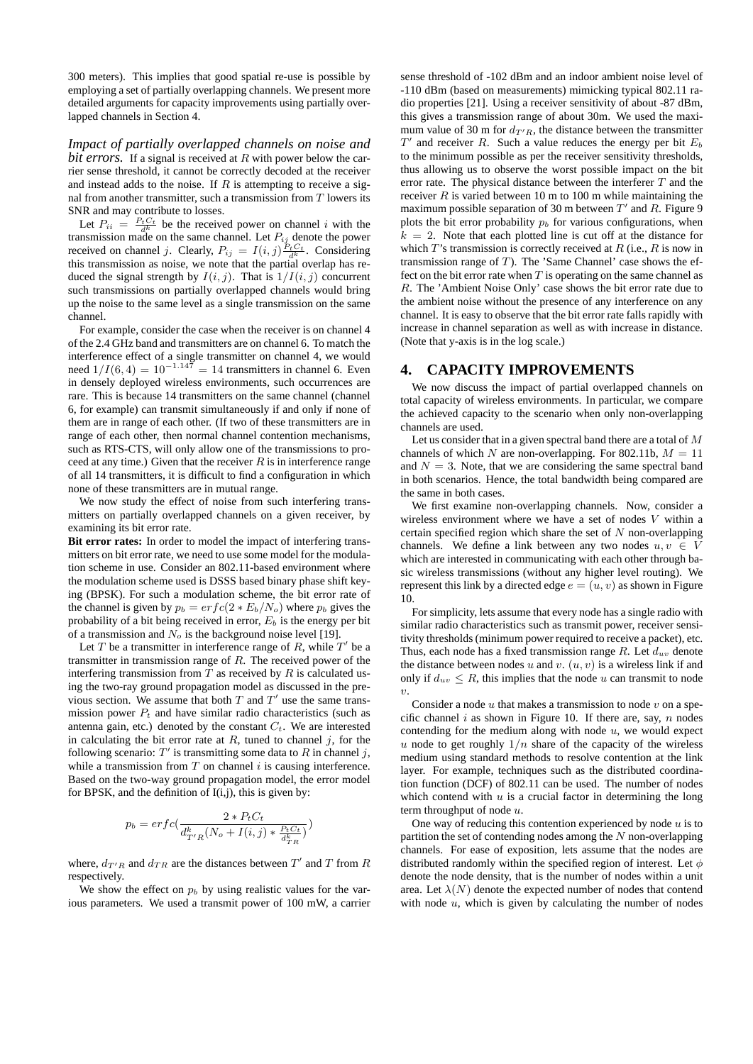300 meters). This implies that good spatial re-use is possible by employing a set of partially overlapping channels. We present more detailed arguments for capacity improvements using partially overlapped channels in Section 4.

***Impact of partially overlapped channels on noise and bit errors.*** If a signal is received at $R$ with power below the carrier sense threshold, it cannot be correctly decoded at the receiver and instead adds to the noise. If $R$ is attempting to receive a signal from another transmitter, such a transmission from $T$ lowers its SNR and may contribute to losses.

Let $P_{ii} = \frac{P_t C_t}{d^k}$ be the received power on channel $i$ with the transmission made on the same channel. Let $P_{ij}$ denote the power received on channel $j$. Clearly, $P_{ij} = I(i,j)\frac{P_t C_t}{d^k}$. Considering this transmission as noise, we note that the partial overlap has reduced the signal strength by $I(i,j)$. That is $1/I(i,j)$ concurrent such transmissions on partially overlapped channels would bring up the noise to the same level as a single transmission on the same channel.

For example, consider the case when the receiver is on channel 4 of the 2.4 GHz band and transmitters are on channel 6. To match the interference effect of a single transmitter on channel 4, we would need $1/I(6,4) = 10^{-1.147} = 14$ transmitters in channel 6. Even in densely deployed wireless environments, such occurrences are rare. This is because 14 transmitters on the same channel (channel 6, for example) can transmit simultaneously if and only if none of them are in range of each other. (If two of these transmitters are in range of each other, then normal channel contention mechanisms, such as RTS-CTS, will only allow one of the transmissions to proceed at any time.) Given that the receiver $R$ is in interference range of all 14 transmitters, it is difficult to find a configuration in which none of these transmitters are in mutual range.

We now study the effect of noise from such interfering transmitters on partially overlapped channels on a given receiver, by examining its bit error rate.

**Bit error rates:** In order to model the impact of interfering transmitters on bit error rate, we need to use some model for the modulation scheme in use. Consider an 802.11-based environment where the modulation scheme used is DSSS based binary phase shift keying (BPSK). For such a modulation scheme, the bit error rate of the channel is given by $p_b = erfc(2 * E_b/N_o)$ where $p_b$ gives the probability of a bit being received in error, $E_b$ is the energy per bit of a transmission and $N_o$ is the background noise level [19].

Let $T$ be a transmitter in interference range of $R$, while $T'$ be a transmitter in transmission range of $R$. The received power of the interfering transmission from $T$ as received by $R$ is calculated using the two-ray ground propagation model as discussed in the previous section. We assume that both $T$ and $T'$ use the same transmission power $P_t$ and have similar radio characteristics (such as antenna gain, etc.) denoted by the constant $C_t$. We are interested in calculating the bit error rate at $R$, tuned to channel $j$, for the following scenario: $T'$ is transmitting some data to $R$ in channel $j$, while a transmission from $T$ on channel $i$ is causing interference. Based on the two-way ground propagation model, the error model for BPSK, and the definition of I(i,j), this is given by:

$$p_b = erfc(\frac{2 * P_t C_t}{d^k_{T'R}(N_o + I(i,j) * \frac{P_t C_t}{d^k_{TR}})})$$

where, $d_{T'R}$ and $d_{TR}$ are the distances between $T'$ and $T$ from $R$ respectively.

We show the effect on $p_b$ by using realistic values for the various parameters. We used a transmit power of 100 mW, a carrier sense threshold of -102 dBm and an indoor ambient noise level of -110 dBm (based on measurements) mimicking typical 802.11 radio properties [21]. Using a receiver sensitivity of about -87 dBm, this gives a transmission range of about 30m. We used the maximum value of 30 m for $d_{T'R}$, the distance between the transmitter $T'$ and receiver $R$. Such a value reduces the energy per bit $E_b$ to the minimum possible as per the receiver sensitivity thresholds, thus allowing us to observe the worst possible impact on the bit error rate. The physical distance between the interferer $T$ and the receiver $R$ is varied between 10 m to 100 m while maintaining the maximum possible separation of 30 m between $T'$ and $R$. Figure 9 plots the bit error probability $p_b$ for various configurations, when $k = 2$. Note that each plotted line is cut off at the distance for which $T$'s transmission is correctly received at $R$ (i.e., $R$ is now in transmission range of $T$). The 'Same Channel' case shows the effect on the bit error rate when $T$ is operating on the same channel as $R$. The 'Ambient Noise Only' case shows the bit error rate due to the ambient noise without the presence of any interference on any channel. It is easy to observe that the bit error rate falls rapidly with increase in channel separation as well as with increase in distance. (Note that y-axis is in the log scale.)

## 4. CAPACITY IMPROVEMENTS

We now discuss the impact of partial overlapped channels on total capacity of wireless environments. In particular, we compare the achieved capacity to the scenario when only non-overlapping channels are used.

Let us consider that in a given spectral band there are a total of $M$ channels of which $N$ are non-overlapping. For 802.11b, $M = 11$ and $N = 3$. Note, that we are considering the same spectral band in both scenarios. Hence, the total bandwidth being compared are the same in both cases.

We first examine non-overlapping channels. Now, consider a wireless environment where we have a set of nodes $V$ within a certain specified region which share the set of $N$ non-overlapping channels. We define a link between any two nodes $u, v \in V$ which are interested in communicating with each other through basic wireless transmissions (without any higher level routing). We represent this link by a directed edge $e = (u, v)$ as shown in Figure 10.

For simplicity, lets assume that every node has a single radio with similar radio characteristics such as transmit power, receiver sensitivity thresholds (minimum power required to receive a packet), etc. Thus, each node has a fixed transmission range $R$. Let $d_{uv}$ denote the distance between nodes $u$ and $v$. $(u, v)$ is a wireless link if and only if $d_{uv} \leq R$, this implies that the node $u$ can transmit to node $v$.

Consider a node $u$ that makes a transmission to node $v$ on a specific channel $i$ as shown in Figure 10. If there are, say, $n$ nodes contending for the medium along with node $u$, we would expect $u$ node to get roughly $1/n$ share of the capacity of the wireless medium using standard methods to resolve contention at the link layer. For example, techniques such as the distributed coordination function (DCF) of 802.11 can be used. The number of nodes which contend with $u$ is a crucial factor in determining the long term throughput of node $u$.

One way of reducing this contention experienced by node $u$ is to partition the set of contending nodes among the $N$ non-overlapping channels. For ease of exposition, lets assume that the nodes are distributed randomly within the specified region of interest. Let $\phi$ denote the node density, that is the number of nodes within a unit area. Let $\lambda(N)$ denote the expected number of nodes that contend with node $u$, which is given by calculating the number of nodes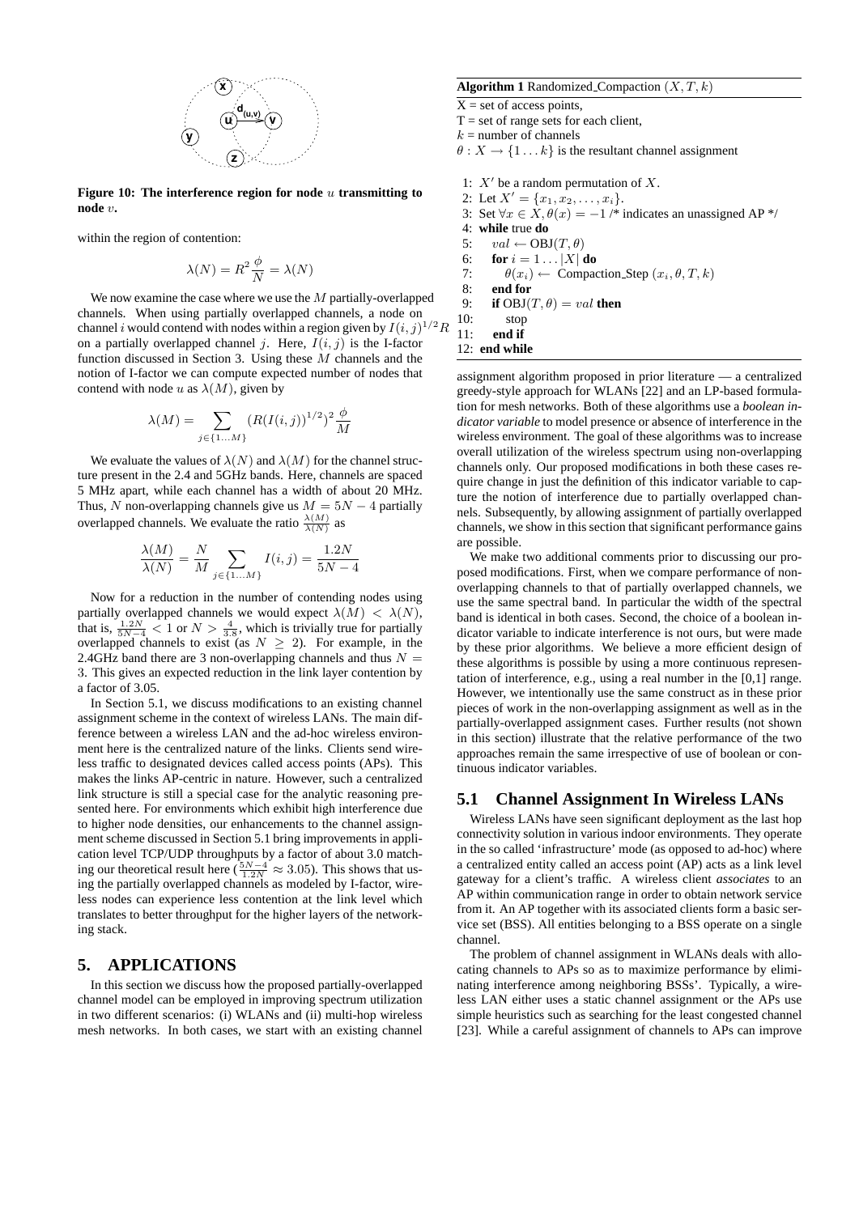**Figure 10: The interference region for node $u$ transmitting to node $v$.**

within the region of contention:

$$\lambda(N) = R^2 \frac{\phi}{N} = \lambda(N)$$

We now examine the case where we use the $M$ partially-overlapped channels. When using partially overlapped channels, a node on channel $i$ would contend with nodes within a region given by $I(i,j)^{1/2}R$ on a partially overlapped channel $j$. Here, $I(i,j)$ is the I-factor function discussed in Section 3. Using these $M$ channels and the notion of I-factor we can compute expected number of nodes that contend with node $u$ as $\lambda(M)$, given by

$$\lambda(M) = \sum_{j \in \{1 \dots M\}} (R(I(i,j))^{1/2})^2 \frac{\phi}{M}$$

We evaluate the values of $\lambda(N)$ and $\lambda(M)$ for the channel structure present in the 2.4 and 5GHz bands. Here, channels are spaced 5 MHz apart, while each channel has a width of about 20 MHz. Thus, $N$ non-overlapping channels give us $M = 5N - 4$ partially overlapped channels. We evaluate the ratio $\frac{\lambda(M)}{\lambda(N)}$ as

$$\frac{\lambda(M)}{\lambda(N)} = \frac{N}{M} \sum_{j \in \{1 \dots M\}} I(i,j) = \frac{1.2N}{5N-4}$$

Now for a reduction in the number of contending nodes using partially overlapped channels we would expect $\lambda(M) < \lambda(N)$, that is, $\frac{1.2N}{5N-4} < 1$ or $N > \frac{4}{3.8}$, which is trivially true for partially overlapped channels to exist (as $N \geq 2$). For example, in the 2.4GHz band there are 3 non-overlapping channels and thus $N = 3$. This gives an expected reduction in the link layer contention by a factor of 3.05.

In Section 5.1, we discuss modifications to an existing channel assignment scheme in the context of wireless LANs. The main difference between a wireless LAN and the ad-hoc wireless environment here is the centralized nature of the links. Clients send wireless traffic to designated devices called access points (APs). This makes the links AP-centric in nature. However, such a centralized link structure is still a special case for the analytic reasoning presented here. For environments which exhibit high interference due to higher node densities, our enhancements to the channel assignment scheme discussed in Section 5.1 bring improvements in application level TCP/UDP throughputs by a factor of about 3.0 matching our theoretical result here ($\frac{5N-4}{1.2N} \approx 3.05$). This shows that using the partially overlapped channels as modeled by I-factor, wireless nodes can experience less contention at the link level which translates to better throughput for the higher layers of the networking stack.

# 5. APPLICATIONS

In this section we discuss how the proposed partially-overlapped channel model can be employed in improving spectrum utilization in two different scenarios: (i) WLANs and (ii) multi-hop wireless mesh networks. In both cases, we start with an existing channel assignment algorithm proposed in prior literature — a centralized greedy-style approach for WLANs [22] and an LP-based formulation for mesh networks. Both of these algorithms use a *boolean indicator variable* to model presence or absence of interference in the wireless environment. The goal of these algorithms was to increase overall utilization of the wireless spectrum using non-overlapping channels only. Our proposed modifications in both these cases require change in just the definition of this indicator variable to capture the notion of interference due to partially overlapped channels. Subsequently, by allowing assignment of partially overlapped channels, we show in this section that significant performance gains are possible.

We make two additional comments prior to discussing our proposed modifications. First, when we compare performance of non-overlapping channels to that of partially overlapped channels, we use the same spectral band. In particular the width of the spectral band is identical in both cases. Second, the choice of a boolean indicator variable to indicate interference is not ours, but were made by these prior algorithms. We believe a more efficient design of these algorithms is possible by using a more continuous representation of interference, e.g., using a real number in the [0,1] range. However, we intentionally use the same construct as in these prior pieces of work in the non-overlapping assignment as well as in the partially-overlapped assignment cases. Further results (not shown in this section) illustrate that the relative performance of the two approaches remain the same irrespective of use of boolean or continuous indicator variables.

**Algorithm 1** Randomized_Compaction $(X, T, k)$

```
X = set of access points,
T = set of range sets for each client,
k = number of channels
θ : X → {1 ... k} is the resultant channel assignment

1:  X' be a random permutation of X.
2:  Let X' = {x_1, x_2, ..., x_i}.
3:  Set ∀x ∈ X, θ(x) = −1 /* indicates an unassigned AP */
4:  while true do
5:     val ← OBJ(T, θ)
6:     for i = 1 ... |X| do
7:        θ(x_i) ← Compaction_Step (x_i, θ, T, k)
8:     end for
9:     if OBJ(T, θ) = val then
10:       stop
11:    end if
12: end while
```

## 5.1 Channel Assignment In Wireless LANs

Wireless LANs have seen significant deployment as the last hop connectivity solution in various indoor environments. They operate in the so called 'infrastructure' mode (as opposed to ad-hoc) where a centralized entity called an access point (AP) acts as a link level gateway for a client's traffic. A wireless client *associates* to an AP within communication range in order to obtain network service from it. An AP together with its associated clients form a basic service set (BSS). All entities belonging to a BSS operate on a single channel.

The problem of channel assignment in WLANs deals with allocating channels to APs so as to maximize performance by eliminating interference among neighboring BSSs'. Typically, a wireless LAN either uses a static channel assignment or the APs use simple heuristics such as searching for the least congested channel [23]. While a careful assignment of channels to APs can improve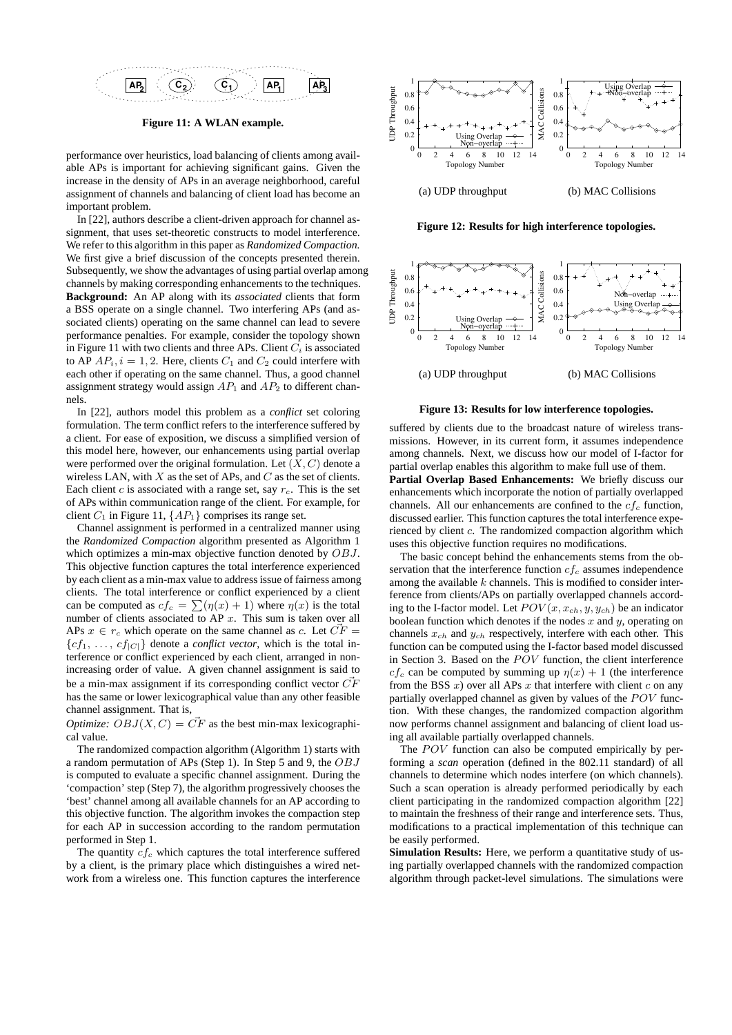Figure 11: A WLAN example.

performance over heuristics, load balancing of clients among available APs is important for achieving significant gains. Given the increase in the density of APs in an average neighborhood, careful assignment of channels and balancing of client load has become an important problem.

In [22], authors describe a client-driven approach for channel assignment, that uses set-theoretic constructs to model interference. We refer to this algorithm in this paper as *Randomized Compaction*. We first give a brief discussion of the concepts presented therein. Subsequently, we show the advantages of using partial overlap among channels by making corresponding enhancements to the techniques.

**Background:** An AP along with its *associated* clients that form a BSS operate on a single channel. Two interfering APs (and associated clients) operating on the same channel can lead to severe performance penalties. For example, consider the topology shown in Figure 11 with two clients and three APs. Client $C_i$ is associated to AP $AP_i, i = 1, 2$. Here, clients $C_1$ and $C_2$ could interfere with each other if operating on the same channel. Thus, a good channel assignment strategy would assign $AP_1$ and $AP_2$ to different channels.

In [22], authors model this problem as a *conflict* set coloring formulation. The term conflict refers to the interference suffered by a client. For ease of exposition, we discuss a simplified version of this model here, however, our enhancements using partial overlap were performed over the original formulation. Let $(X, C)$ denote a wireless LAN, with $X$ as the set of APs, and $C$ as the set of clients. Each client $c$ is associated with a range set, say $r_c$. This is the set of APs within communication range of the client. For example, for client $C_1$ in Figure 11, $\{AP_1\}$ comprises its range set.

Channel assignment is performed in a centralized manner using the *Randomized Compaction* algorithm presented as Algorithm 1 which optimizes a min-max objective function denoted by $OBJ$. This objective function captures the total interference experienced by each client as a min-max value to address issue of fairness among clients. The total interference or conflict experienced by a client can be computed as $cf_c = \sum(\eta(x) + 1)$ where $\eta(x)$ is the total number of clients associated to AP $x$. This sum is taken over all APs $x \in r_c$ which operate on the same channel as $c$. Let $\vec{CF} = \{cf_1, \ldots, cf_{|C|}\}$ denote a *conflict vector*, which is the total interference or conflict experienced by each client, arranged in non-increasing order of value. A given channel assignment is said to be a min-max assignment if its corresponding conflict vector $\vec{CF}$ has the same or lower lexicographical value than any other feasible channel assignment. That is,

*Optimize:* $OBJ(X, C) = \vec{CF}$ as the best min-max lexicographical value.

The randomized compaction algorithm (Algorithm 1) starts with a random permutation of APs (Step 1). In Step 5 and 9, the $OBJ$ is computed to evaluate a specific channel assignment. During the 'compaction' step (Step 7), the algorithm progressively chooses the 'best' channel among all available channels for an AP according to this objective function. The algorithm invokes the compaction step for each AP in succession according to the random permutation performed in Step 1.

The quantity $cf_c$ which captures the total interference suffered by a client, is the primary place which distinguishes a wired network from a wireless one. This function captures the interference suffered by clients due to the broadcast nature of wireless transmissions. However, in its current form, it assumes independence among channels. Next, we discuss how our model of I-factor for partial overlap enables this algorithm to make full use of them.

Figure 12: Results for high interference topologies. (a) UDP throughput (b) MAC Collisions

Figure 13: Results for low interference topologies. (a) UDP throughput (b) MAC Collisions

**Partial Overlap Based Enhancements:** We briefly discuss our enhancements which incorporate the notion of partially overlapped channels. All our enhancements are confined to the $cf_c$ function, discussed earlier. This function captures the total interference experienced by client $c$. The randomized compaction algorithm which uses this objective function requires no modifications.

The basic concept behind the enhancements stems from the observation that the interference function $cf_c$ assumes independence among the available $k$ channels. This is modified to consider interference from clients/APs on partially overlapped channels according to the I-factor model. Let $POV(x, x_{ch}, y, y_{ch})$ be an indicator boolean function which denotes if the nodes $x$ and $y$, operating on channels $x_{ch}$ and $y_{ch}$ respectively, interfere with each other. This function can be computed using the I-factor based model discussed in Section 3. Based on the $POV$ function, the client interference $cf_c$ can be computed by summing up $\eta(x) + 1$ (the interference from the BSS $x$) over all APs $x$ that interfere with client $c$ on any partially overlapped channel as given by values of the $POV$ function. With these changes, the randomized compaction algorithm now performs channel assignment and balancing of client load using all available partially overlapped channels.

The $POV$ function can also be computed empirically by performing a *scan* operation (defined in the 802.11 standard) of all channels to determine which nodes interfere (on which channels). Such a scan operation is already performed periodically by each client participating in the randomized compaction algorithm [22] to maintain the freshness of their range and interference sets. Thus, modifications to a practical implementation of this technique can be easily performed.

**Simulation Results:** Here, we perform a quantitative study of using partially overlapped channels with the randomized compaction algorithm through packet-level simulations. The simulations were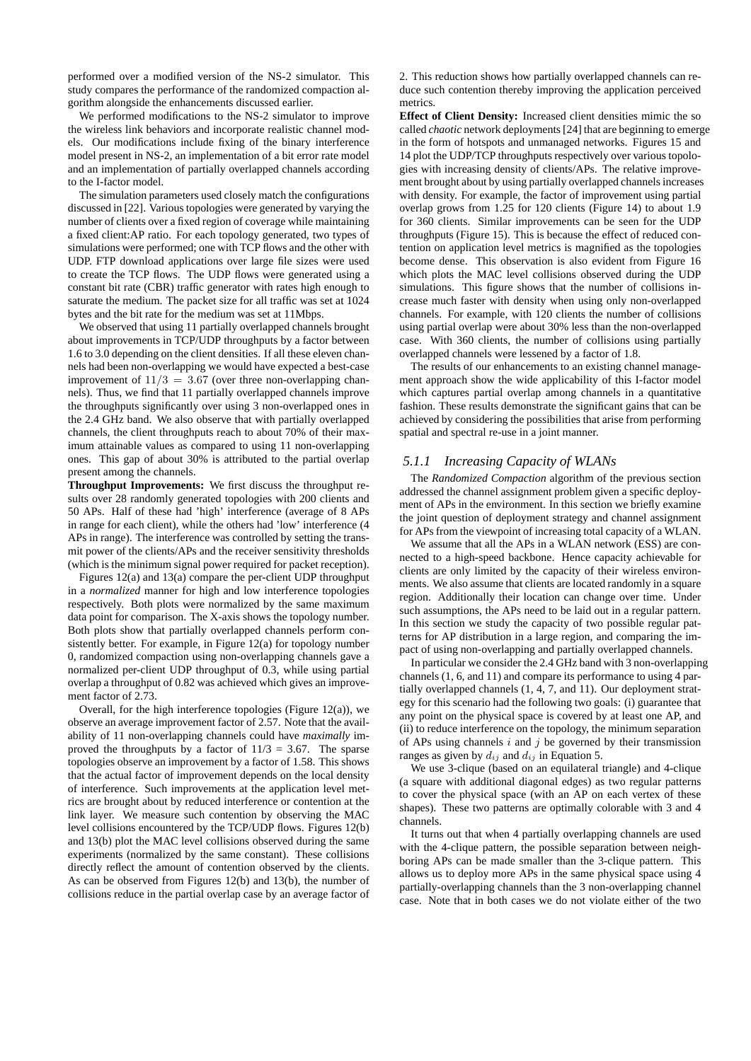performed over a modified version of the NS-2 simulator. This study compares the performance of the randomized compaction algorithm alongside the enhancements discussed earlier.

We performed modifications to the NS-2 simulator to improve the wireless link behaviors and incorporate realistic channel models. Our modifications include fixing of the binary interference model present in NS-2, an implementation of a bit error rate model and an implementation of partially overlapped channels according to the I-factor model.

The simulation parameters used closely match the configurations discussed in [22]. Various topologies were generated by varying the number of clients over a fixed region of coverage while maintaining a fixed client:AP ratio. For each topology generated, two types of simulations were performed; one with TCP flows and the other with UDP. FTP download applications over large file sizes were used to create the TCP flows. The UDP flows were generated using a constant bit rate (CBR) traffic generator with rates high enough to saturate the medium. The packet size for all traffic was set at 1024 bytes and the bit rate for the medium was set at 11Mbps.

We observed that using 11 partially overlapped channels brought about improvements in TCP/UDP throughputs by a factor between 1.6 to 3.0 depending on the client densities. If all these eleven channels had been non-overlapping we would have expected a best-case improvement of $11/3 = 3.67$ (over three non-overlapping channels). Thus, we find that 11 partially overlapped channels improve the throughputs significantly over using 3 non-overlapped ones in the 2.4 GHz band. We also observe that with partially overlapped channels, the client throughputs reach to about 70% of their maximum attainable values as compared to using 11 non-overlapping ones. This gap of about 30% is attributed to the partial overlap present among the channels.

**Throughput Improvements:** We first discuss the throughput results over 28 randomly generated topologies with 200 clients and 50 APs. Half of these had 'high' interference (average of 8 APs in range for each client), while the others had 'low' interference (4 APs in range). The interference was controlled by setting the transmit power of the clients/APs and the receiver sensitivity thresholds (which is the minimum signal power required for packet reception).

Figures 12(a) and 13(a) compare the per-client UDP throughput in a *normalized* manner for high and low interference topologies respectively. Both plots were normalized by the same maximum data point for comparison. The X-axis shows the topology number. Both plots show that partially overlapped channels perform consistently better. For example, in Figure 12(a) for topology number 0, randomized compaction using non-overlapping channels gave a normalized per-client UDP throughput of 0.3, while using partial overlap a throughput of 0.82 was achieved which gives an improvement factor of 2.73.

Overall, for the high interference topologies (Figure 12(a)), we observe an average improvement factor of 2.57. Note that the availability of 11 non-overlapping channels could have *maximally* improved the throughputs by a factor of 11/3 = 3.67. The sparse topologies observe an improvement by a factor of 1.58. This shows that the actual factor of improvement depends on the local density of interference. Such improvements at the application level metrics are brought about by reduced interference or contention at the link layer. We measure such contention by observing the MAC level collisions encountered by the TCP/UDP flows. Figures 12(b) and 13(b) plot the MAC level collisions observed during the same experiments (normalized by the same constant). These collisions directly reflect the amount of contention observed by the clients. As can be observed from Figures 12(b) and 13(b), the number of collisions reduce in the partial overlap case by an average factor of 2. This reduction shows how partially overlapped channels can reduce such contention thereby improving the application perceived metrics.

**Effect of Client Density:** Increased client densities mimic the so called *chaotic* network deployments [24] that are beginning to emerge in the form of hotspots and unmanaged networks. Figures 15 and 14 plot the UDP/TCP throughputs respectively over various topologies with increasing density of clients/APs. The relative improvement brought about by using partially overlapped channels increases with density. For example, the factor of improvement using partial overlap grows from 1.25 for 120 clients (Figure 14) to about 1.9 for 360 clients. Similar improvements can be seen for the UDP throughputs (Figure 15). This is because the effect of reduced contention on application level metrics is magnified as the topologies become dense. This observation is also evident from Figure 16 which plots the MAC level collisions observed during the UDP simulations. This figure shows that the number of collisions increase much faster with density when using only non-overlapped channels. For example, with 120 clients the number of collisions using partial overlap were about 30% less than the non-overlapped case. With 360 clients, the number of collisions using partially overlapped channels were lessened by a factor of 1.8.

The results of our enhancements to an existing channel management approach show the wide applicability of this I-factor model which captures partial overlap among channels in a quantitative fashion. These results demonstrate the significant gains that can be achieved by considering the possibilities that arise from performing spatial and spectral re-use in a joint manner.

### 5.1.1 *Increasing Capacity of WLANs*

The *Randomized Compaction* algorithm of the previous section addressed the channel assignment problem given a specific deployment of APs in the environment. In this section we briefly examine the joint question of deployment strategy and channel assignment for APs from the viewpoint of increasing total capacity of a WLAN.

We assume that all the APs in a WLAN network (ESS) are connected to a high-speed backbone. Hence capacity achievable for clients are only limited by the capacity of their wireless environments. We also assume that clients are located randomly in a square region. Additionally their location can change over time. Under such assumptions, the APs need to be laid out in a regular pattern. In this section we study the capacity of two possible regular patterns for AP distribution in a large region, and comparing the impact of using non-overlapping and partially overlapped channels.

In particular we consider the 2.4 GHz band with 3 non-overlapping channels (1, 6, and 11) and compare its performance to using 4 partially overlapped channels (1, 4, 7, and 11). Our deployment strategy for this scenario had the following two goals: (i) guarantee that any point on the physical space is covered by at least one AP, and (ii) to reduce interference on the topology, the minimum separation of APs using channels $i$ and $j$ be governed by their transmission ranges as given by $d_{ij}$ and $d_{ij}$ in Equation 5.

We use 3-clique (based on an equilateral triangle) and 4-clique (a square with additional diagonal edges) as two regular patterns to cover the physical space (with an AP on each vertex of these shapes). These two patterns are optimally colorable with 3 and 4 channels.

It turns out that when 4 partially overlapping channels are used with the 4-clique pattern, the possible separation between neighboring APs can be made smaller than the 3-clique pattern. This allows us to deploy more APs in the same physical space using 4 partially-overlapping channels than the 3 non-overlapping channel case. Note that in both cases we do not violate either of the two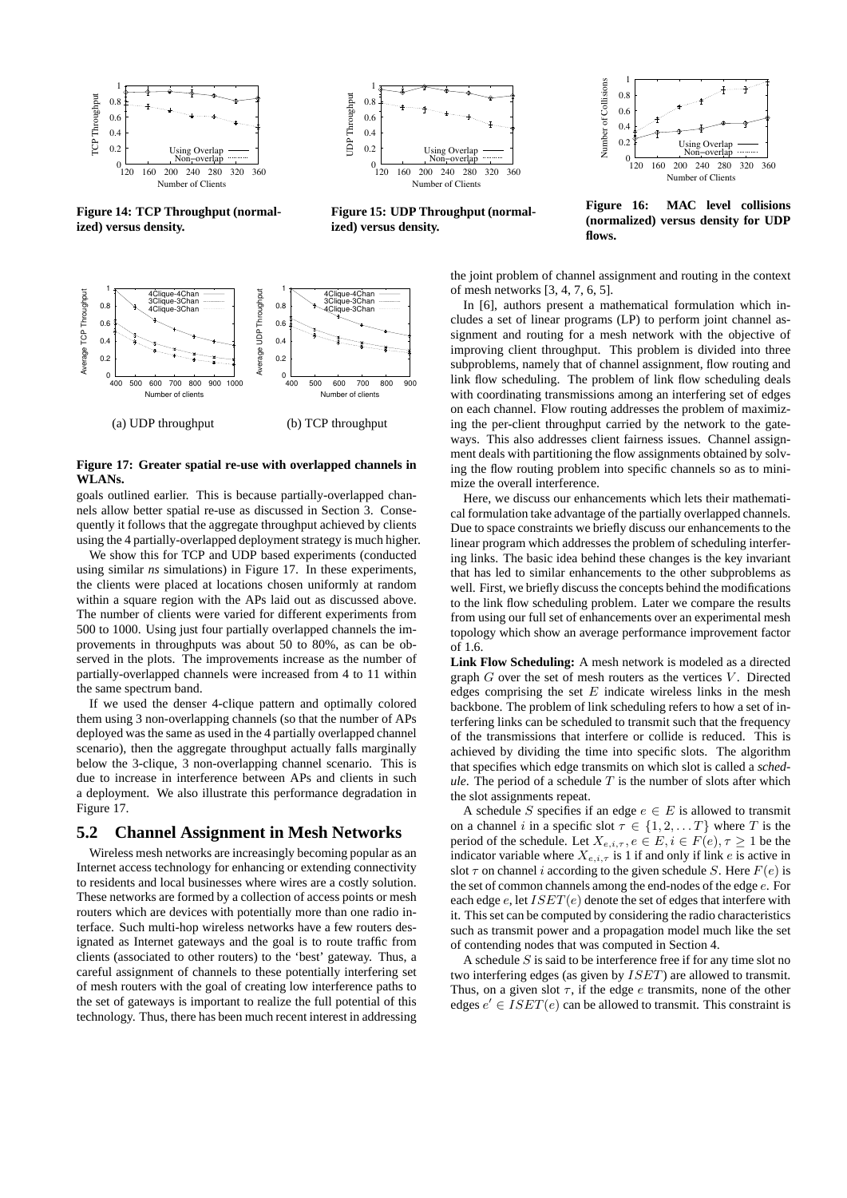Figure 14: TCP Throughput (normalized) versus density.

Figure 15: UDP Throughput (normalized) versus density.

Figure 16: MAC level collisions (normalized) versus density for UDP flows.

(a) UDP throughput

(b) TCP throughput

**Figure 17: Greater spatial re-use with overlapped channels in WLANs.**

goals outlined earlier. This is because partially-overlapped channels allow better spatial re-use as discussed in Section 3. Consequently it follows that the aggregate throughput achieved by clients using the 4 partially-overlapped deployment strategy is much higher.

We show this for TCP and UDP based experiments (conducted using similar *ns* simulations) in Figure 17. In these experiments, the clients were placed at locations chosen uniformly at random within a square region with the APs laid out as discussed above. The number of clients were varied for different experiments from 500 to 1000. Using just four partially overlapped channels the improvements in throughputs was about 50 to 80%, as can be observed in the plots. The improvements increase as the number of partially-overlapped channels were increased from 4 to 11 within the same spectrum band.

If we used the denser 4-clique pattern and optimally colored them using 3 non-overlapping channels (so that the number of APs deployed was the same as used in the 4 partially overlapped channel scenario), then the aggregate throughput actually falls marginally below the 3-clique, 3 non-overlapping channel scenario. This is due to increase in interference between APs and clients in such a deployment. We also illustrate this performance degradation in Figure 17.

## 5.2 Channel Assignment in Mesh Networks

Wireless mesh networks are increasingly becoming popular as an Internet access technology for enhancing or extending connectivity to residents and local businesses where wires are a costly solution. These networks are formed by a collection of access points or mesh routers which are devices with potentially more than one radio interface. Such multi-hop wireless networks have a few routers designated as Internet gateways and the goal is to route traffic from clients (associated to other routers) to the 'best' gateway. Thus, a careful assignment of channels to these potentially interfering set of mesh routers with the goal of creating low interference paths to the set of gateways is important to realize the full potential of this technology. Thus, there has been much recent interest in addressing the joint problem of channel assignment and routing in the context of mesh networks [3, 4, 7, 6, 5].

In [6], authors present a mathematical formulation which includes a set of linear programs (LP) to perform joint channel assignment and routing for a mesh network with the objective of improving client throughput. This problem is divided into three subproblems, namely that of channel assignment, flow routing and link flow scheduling. The problem of link flow scheduling deals with coordinating transmissions among an interfering set of edges on each channel. Flow routing addresses the problem of maximizing the per-client throughput carried by the network to the gateways. This also addresses client fairness issues. Channel assignment deals with partitioning the flow assignments obtained by solving the flow routing problem into specific channels so as to minimize the overall interference.

Here, we discuss our enhancements which lets their mathematical formulation take advantage of the partially overlapped channels. Due to space constraints we briefly discuss our enhancements to the linear program which addresses the problem of scheduling interfering links. The basic idea behind these changes is the key invariant that has led to similar enhancements to the other subproblems as well. First, we briefly discuss the concepts behind the modifications to the link flow scheduling problem. Later we compare the results from using our full set of enhancements over an experimental mesh topology which show an average performance improvement factor of 1.6.

**Link Flow Scheduling:** A mesh network is modeled as a directed graph $G$ over the set of mesh routers as the vertices $V$. Directed edges comprising the set $E$ indicate wireless links in the mesh backbone. The problem of link scheduling refers to how a set of interfering links can be scheduled to transmit such that the frequency of the transmissions that interfere or collide is reduced. This is achieved by dividing the time into specific slots. The algorithm that specifies which edge transmits on which slot is called a *schedule*. The period of a schedule $T$ is the number of slots after which the slot assignments repeat.

A schedule $S$ specifies if an edge $e \in E$ is allowed to transmit on a channel $i$ in a specific slot $\tau \in \{1, 2, \ldots T\}$ where $T$ is the period of the schedule. Let $X_{e,i,\tau}, e \in E, i \in F(e), \tau \geq 1$ be the indicator variable where $X_{e,i,\tau}$ is 1 if and only if link $e$ is active in slot $\tau$ on channel $i$ according to the given schedule $S$. Here $F(e)$ is the set of common channels among the end-nodes of the edge $e$. For each edge $e$, let $ISET(e)$ denote the set of edges that interfere with it. This set can be computed by considering the radio characteristics such as transmit power and a propagation model much like the set of contending nodes that was computed in Section 4.

A schedule $S$ is said to be interference free if for any time slot no two interfering edges (as given by $ISET$) are allowed to transmit. Thus, on a given slot $\tau$, if the edge $e$ transmits, none of the other edges $e' \in ISET(e)$ can be allowed to transmit. This constraint is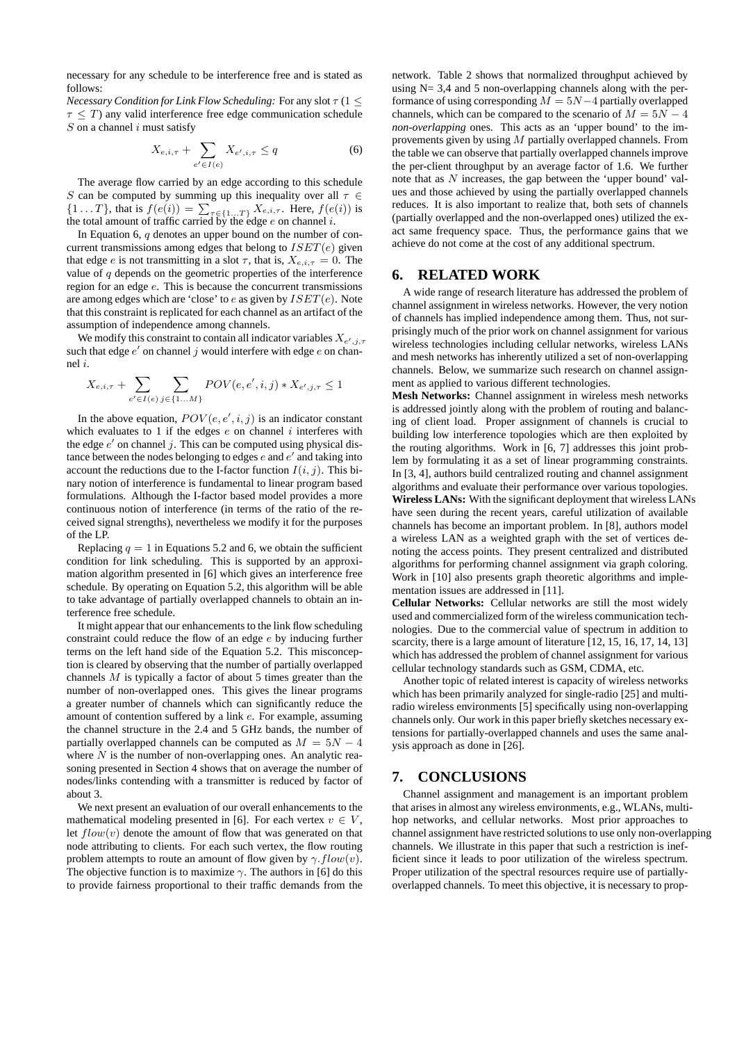necessary for any schedule to be interference free and is stated as follows:

*Necessary Condition for Link Flow Scheduling:* For any slot $\tau$ ($1 \leq \tau \leq T$) any valid interference free edge communication schedule $S$ on a channel $i$ must satisfy

$$X_{e,i,\tau} + \sum_{e' \in I(e)} X_{e',i,\tau} \leq q \tag{6}$$

The average flow carried by an edge according to this schedule $S$ can be computed by summing up this inequality over all $\tau \in \{1 \ldots T\}$, that is $f(e(i)) = \sum_{\tau \in \{1 \ldots T\}} X_{e,i,\tau}$. Here, $f(e(i))$ is the total amount of traffic carried by the edge $e$ on channel $i$.

In Equation 6, $q$ denotes an upper bound on the number of concurrent transmissions among edges that belong to $ISET(e)$ given that edge $e$ is not transmitting in a slot $\tau$, that is, $X_{e,i,\tau} = 0$. The value of $q$ depends on the geometric properties of the interference region for an edge $e$. This is because the concurrent transmissions are among edges which are 'close' to $e$ as given by $ISET(e)$. Note that this constraint is replicated for each channel as an artifact of the assumption of independence among channels.

We modify this constraint to contain all indicator variables $X_{e',j,\tau}$ such that edge $e'$ on channel $j$ would interfere with edge $e$ on channel $i$.

$$X_{e,i,\tau} + \sum_{e' \in I(e)} \sum_{j \in \{1 \ldots M\}} POV(e, e', i, j) * X_{e',j,\tau} \leq 1$$

In the above equation, $POV(e, e', i, j)$ is an indicator constant which evaluates to 1 if the edges $e$ on channel $i$ interferes with the edge $e'$ on channel $j$. This can be computed using physical distance between the nodes belonging to edges $e$ and $e'$ and taking into account the reductions due to the I-factor function $I(i, j)$. This binary notion of interference is fundamental to linear program based formulations. Although the I-factor based model provides a more continuous notion of interference (in terms of the ratio of the received signal strengths), nevertheless we modify it for the purposes of the LP.

Replacing $q = 1$ in Equations 5.2 and 6, we obtain the sufficient condition for link scheduling. This is supported by an approximation algorithm presented in [6] which gives an interference free schedule. By operating on Equation 5.2, this algorithm will be able to take advantage of partially overlapped channels to obtain an interference free schedule.

It might appear that our enhancements to the link flow scheduling constraint could reduce the flow of an edge $e$ by inducing further terms on the left hand side of the Equation 5.2. This misconception is cleared by observing that the number of partially overlapped channels $M$ is typically a factor of about 5 times greater than the number of non-overlapped ones. This gives the linear programs a greater number of channels which can significantly reduce the amount of contention suffered by a link $e$. For example, assuming the channel structure in the 2.4 and 5 GHz bands, the number of partially overlapped channels can be computed as $M = 5N - 4$ where $N$ is the number of non-overlapping ones. An analytic reasoning presented in Section 4 shows that on average the number of nodes/links contending with a transmitter is reduced by factor of about 3.

We next present an evaluation of our overall enhancements to the mathematical modeling presented in [6]. For each vertex $v \in V$, let $flow(v)$ denote the amount of flow that was generated on that node attributing to clients. For each such vertex, the flow routing problem attempts to route an amount of flow given by $\gamma.flow(v)$. The objective function is to maximize $\gamma$. The authors in [6] do this to provide fairness proportional to their traffic demands from the network. Table 2 shows that normalized throughput achieved by using N= 3,4 and 5 non-overlapping channels along with the performance of using corresponding $M = 5N-4$ partially overlapped channels, which can be compared to the scenario of $M = 5N - 4$ *non-overlapping* ones. This acts as an 'upper bound' to the improvements given by using $M$ partially overlapped channels. From the table we can observe that partially overlapped channels improve the per-client throughput by an average factor of 1.6. We further note that as $N$ increases, the gap between the 'upper bound' values and those achieved by using the partially overlapped channels reduces. It is also important to realize that, both sets of channels (partially overlapped and the non-overlapped ones) utilized the exact same frequency space. Thus, the performance gains that we achieve do not come at the cost of any additional spectrum.

# 6. RELATED WORK

A wide range of research literature has addressed the problem of channel assignment in wireless networks. However, the very notion of channels has implied independence among them. Thus, not surprisingly much of the prior work on channel assignment for various wireless technologies including cellular networks, wireless LANs and mesh networks has inherently utilized a set of non-overlapping channels. Below, we summarize such research on channel assignment as applied to various different technologies.

**Mesh Networks:** Channel assignment in wireless mesh networks is addressed jointly along with the problem of routing and balancing of client load. Proper assignment of channels is crucial to building low interference topologies which are then exploited by the routing algorithms. Work in [6, 7] addresses this joint problem by formulating it as a set of linear programming constraints. In [3, 4], authors build centralized routing and channel assignment algorithms and evaluate their performance over various topologies.

**Wireless LANs:** With the significant deployment that wireless LANs have seen during the recent years, careful utilization of available channels has become an important problem. In [8], authors model a wireless LAN as a weighted graph with the set of vertices denoting the access points. They present centralized and distributed algorithms for performing channel assignment via graph coloring. Work in [10] also presents graph theoretic algorithms and implementation issues are addressed in [11].

**Cellular Networks:** Cellular networks are still the most widely used and commercialized form of the wireless communication technologies. Due to the commercial value of spectrum in addition to scarcity, there is a large amount of literature [12, 15, 16, 17, 14, 13] which has addressed the problem of channel assignment for various cellular technology standards such as GSM, CDMA, etc.

Another topic of related interest is capacity of wireless networks which has been primarily analyzed for single-radio [25] and multi-radio wireless environments [5] specifically using non-overlapping channels only. Our work in this paper briefly sketches necessary extensions for partially-overlapped channels and uses the same analysis approach as done in [26].

# 7. CONCLUSIONS

Channel assignment and management is an important problem that arises in almost any wireless environments, e.g., WLANs, multi-hop networks, and cellular networks. Most prior approaches to channel assignment have restricted solutions to use only non-overlapping channels. We illustrate in this paper that such a restriction is inefficient since it leads to poor utilization of the wireless spectrum. Proper utilization of the spectral resources require use of partially-overlapped channels. To meet this objective, it is necessary to prop-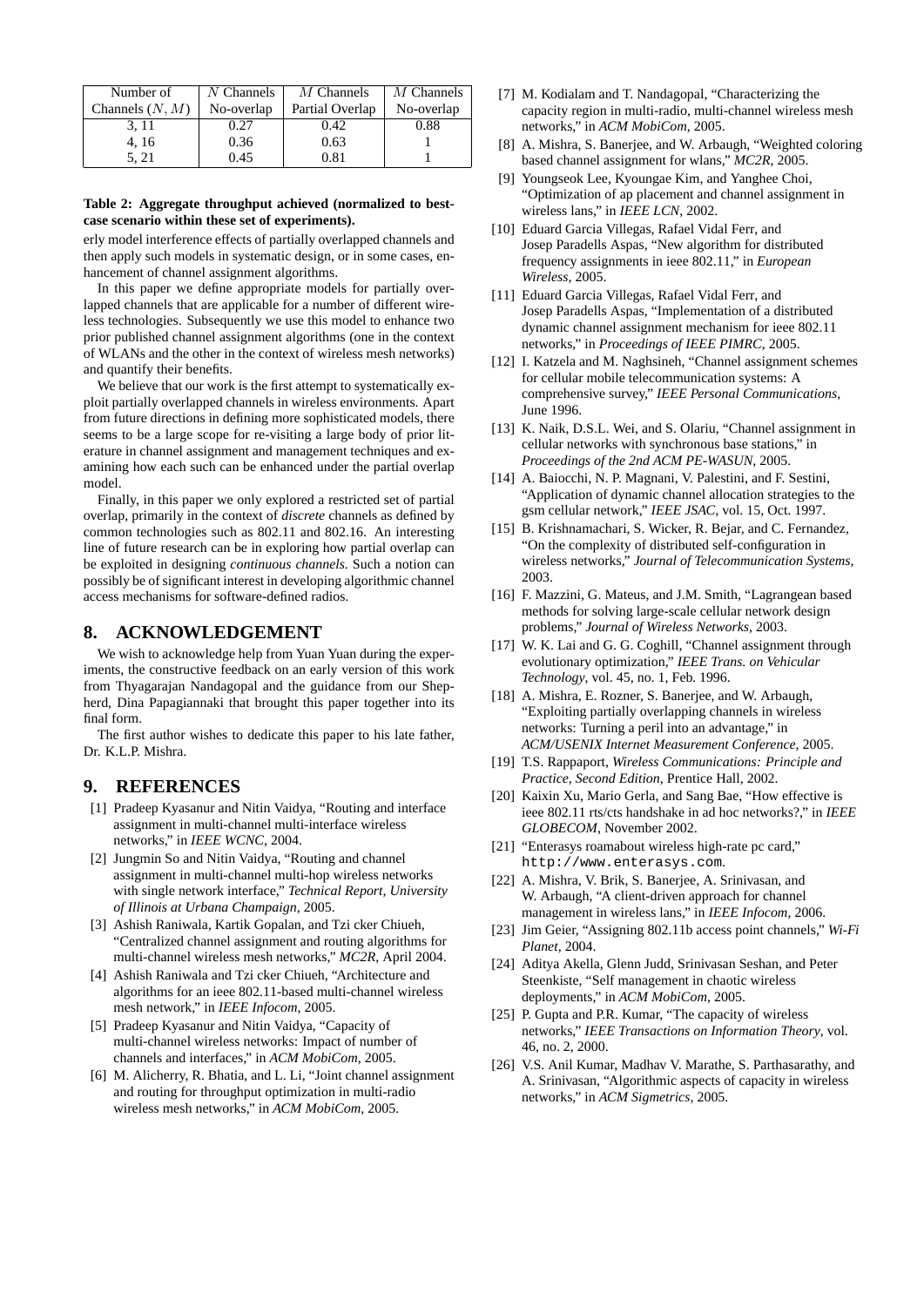| Number of Channels ($N, M$) | $N$ Channels No-overlap | $M$ Channels Partial Overlap | $M$ Channels No-overlap |
|---|---|---|---|
| 3, 11 | 0.27 | 0.42 | 0.88 |
| 4, 16 | 0.36 | 0.63 | 1 |
| 5, 21 | 0.45 | 0.81 | 1 |

**Table 2: Aggregate throughput achieved (normalized to best-case scenario within these set of experiments).**

erly model interference effects of partially overlapped channels and then apply such models in systematic design, or in some cases, enhancement of channel assignment algorithms.

In this paper we define appropriate models for partially overlapped channels that are applicable for a number of different wireless technologies. Subsequently we use this model to enhance two prior published channel assignment algorithms (one in the context of WLANs and the other in the context of wireless mesh networks) and quantify their benefits.

We believe that our work is the first attempt to systematically exploit partially overlapped channels in wireless environments. Apart from future directions in defining more sophisticated models, there seems to be a large scope for re-visiting a large body of prior literature in channel assignment and management techniques and examining how each such can be enhanced under the partial overlap model.

Finally, in this paper we only explored a restricted set of partial overlap, primarily in the context of *discrete* channels as defined by common technologies such as 802.11 and 802.16. An interesting line of future research can be in exploring how partial overlap can be exploited in designing *continuous channels.* Such a notion can possibly be of significant interest in developing algorithmic channel access mechanisms for software-defined radios.

## 8. ACKNOWLEDGEMENT

We wish to acknowledge help from Yuan Yuan during the experiments, the constructive feedback on an early version of this work from Thyagarajan Nandagopal and the guidance from our Shepherd, Dina Papagiannaki that brought this paper together into its final form.

The first author wishes to dedicate this paper to his late father, Dr. K.L.P. Mishra.

## 9. REFERENCES

[1] Pradeep Kyasanur and Nitin Vaidya, "Routing and interface assignment in multi-channel multi-interface wireless networks," in *IEEE WCNC*, 2004.

[2] Jungmin So and Nitin Vaidya, "Routing and channel assignment in multi-channel multi-hop wireless networks with single network interface," *Technical Report, University of Illinois at Urbana Champaign*, 2005.

[3] Ashish Raniwala, Kartik Gopalan, and Tzi cker Chiueh, "Centralized channel assignment and routing algorithms for multi-channel wireless mesh networks," *MC2R*, April 2004.

[4] Ashish Raniwala and Tzi cker Chiueh, "Architecture and algorithms for an ieee 802.11-based multi-channel wireless mesh network," in *IEEE Infocom*, 2005.

[5] Pradeep Kyasanur and Nitin Vaidya, "Capacity of multi-channel wireless networks: Impact of number of channels and interfaces," in *ACM MobiCom*, 2005.

[6] M. Alicherry, R. Bhatia, and L. Li, "Joint channel assignment and routing for throughput optimization in multi-radio wireless mesh networks," in *ACM MobiCom*, 2005.

[7] M. Kodialam and T. Nandagopal, "Characterizing the capacity region in multi-radio, multi-channel wireless mesh networks," in *ACM MobiCom*, 2005.

[8] A. Mishra, S. Banerjee, and W. Arbaugh, "Weighted coloring based channel assignment for wlans," *MC2R*, 2005.

[9] Youngseok Lee, Kyoungae Kim, and Yanghee Choi, "Optimization of ap placement and channel assignment in wireless lans," in *IEEE LCN*, 2002.

[10] Eduard Garcia Villegas, Rafael Vidal Ferr, and Josep Paradells Aspas, "New algorithm for distributed frequency assignments in ieee 802.11," in *European Wireless*, 2005.

[11] Eduard Garcia Villegas, Rafael Vidal Ferr, and Josep Paradells Aspas, "Implementation of a distributed dynamic channel assignment mechanism for ieee 802.11 networks," in *Proceedings of IEEE PIMRC*, 2005.

[12] I. Katzela and M. Naghsineh, "Channel assignment schemes for cellular mobile telecommunication systems: A comprehensive survey," *IEEE Personal Communications*, June 1996.

[13] K. Naik, D.S.L. Wei, and S. Olariu, "Channel assignment in cellular networks with synchronous base stations," in *Proceedings of the 2nd ACM PE-WASUN*, 2005.

[14] A. Baiocchi, N. P. Magnani, V. Palestini, and F. Sestini, "Application of dynamic channel allocation strategies to the gsm cellular network," *IEEE JSAC*, vol. 15, Oct. 1997.

[15] B. Krishnamachari, S. Wicker, R. Bejar, and C. Fernandez, "On the complexity of distributed self-configuration in wireless networks," *Journal of Telecommunication Systems*, 2003.

[16] F. Mazzini, G. Mateus, and J.M. Smith, "Lagrangean based methods for solving large-scale cellular network design problems," *Journal of Wireless Networks*, 2003.

[17] W. K. Lai and G. G. Coghill, "Channel assignment through evolutionary optimization," *IEEE Trans. on Vehicular Technology*, vol. 45, no. 1, Feb. 1996.

[18] A. Mishra, E. Rozner, S. Banerjee, and W. Arbaugh, "Exploiting partially overlapping channels in wireless networks: Turning a peril into an advantage," in *ACM/USENIX Internet Measurement Conference*, 2005.

[19] T.S. Rappaport, *Wireless Communications: Principle and Practice, Second Edition*, Prentice Hall, 2002.

[20] Kaixin Xu, Mario Gerla, and Sang Bae, "How effective is ieee 802.11 rts/cts handshake in ad hoc networks?," in *IEEE GLOBECOM*, November 2002.

[21] "Enterasys roamabout wireless high-rate pc card," http://www.enterasys.com.

[22] A. Mishra, V. Brik, S. Banerjee, A. Srinivasan, and W. Arbaugh, "A client-driven approach for channel management in wireless lans," in *IEEE Infocom*, 2006.

[23] Jim Geier, "Assigning 802.11b access point channels," *Wi-Fi Planet*, 2004.

[24] Aditya Akella, Glenn Judd, Srinivasan Seshan, and Peter Steenkiste, "Self management in chaotic wireless deployments," in *ACM MobiCom*, 2005.

[25] P. Gupta and P.R. Kumar, "The capacity of wireless networks," *IEEE Transactions on Information Theory*, vol. 46, no. 2, 2000.

[26] V.S. Anil Kumar, Madhav V. Marathe, S. Parthasarathy, and A. Srinivasan, "Algorithmic aspects of capacity in wireless networks," in *ACM Sigmetrics*, 2005.